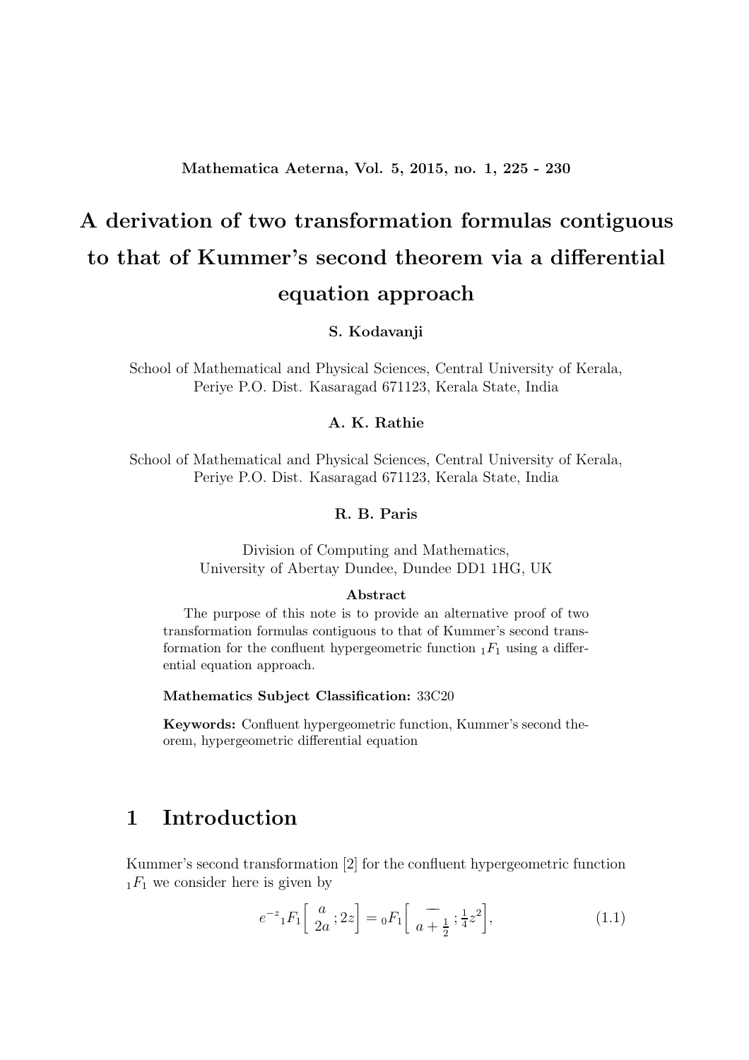# A derivation of two transformation formulas contiguous to that of Kummer's second theorem via a differential equation approach

**S. Kodavanji**

School of Mathematical and Physical Sciences, Central University of Kerala, Periye P.O. Dist. Kasaragad 671123, Kerala State, India

**A. K. Rathie**

School of Mathematical and Physical Sciences, Central University of Kerala, Periye P.O. Dist. Kasaragad 671123, Kerala State, India

**R. B. Paris**

Division of Computing and Mathematics, University of Abertay Dundee, Dundee DD1 1HG, UK

**Abstract**

The purpose of this note is to provide an alternative proof of two transformation formulas contiguous to that of Kummer's second transformation for the confluent hypergeometric function ${}_1F_1$ using a differential equation approach.

**Mathematics Subject Classification:** 33C20

**Keywords:** Confluent hypergeometric function, Kummer's second theorem, hypergeometric differential equation

## 1 Introduction

Kummer's second transformation [2] for the confluent hypergeometric function ${}_1F_1$ we consider here is given by

$$e^{-z}{}_1F_1\left[\begin{array}{c}a\\2a\end{array};2z\right] = {}_0F_1\left[\begin{array}{c}-\\a+\frac{1}{2}\end{array};\tfrac{1}{4}z^2\right], \tag{1.1}$$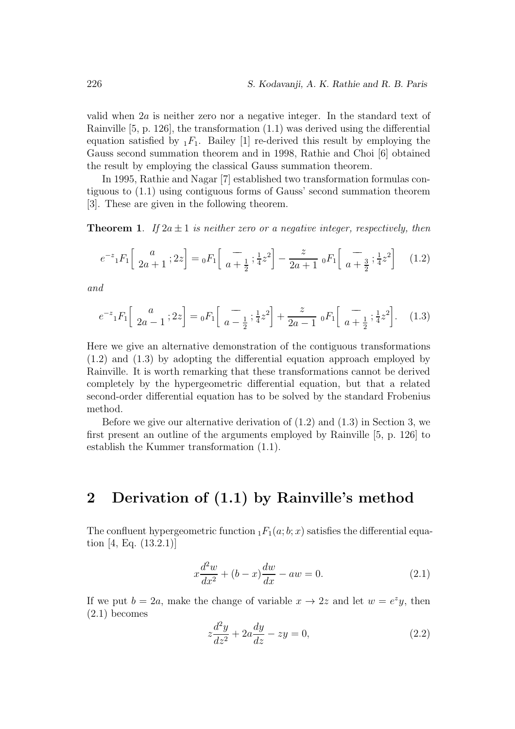valid when $2a$ is neither zero nor a negative integer. In the standard text of Rainville [5, p. 126], the transformation (1.1) was derived using the differential equation satisfied by ${}_1F_1$. Bailey [1] re-derived this result by employing the Gauss second summation theorem and in 1998, Rathie and Choi [6] obtained the result by employing the classical Gauss summation theorem.

In 1995, Rathie and Nagar [7] established two transformation formulas contiguous to (1.1) using contiguous forms of Gauss' second summation theorem [3]. These are given in the following theorem.

**Theorem 1**. *If $2a \pm 1$ is neither zero or a negative integer, respectively, then*

$$e^{-z}{}_1F_1\left[\begin{matrix} a \\ 2a+1 \end{matrix}; 2z\right] = {}_0F_1\left[\begin{matrix} - \\ a+\frac{1}{2} \end{matrix}; \tfrac{1}{4}z^2\right] - \frac{z}{2a+1}\ {}_0F_1\left[\begin{matrix} - \\ a+\frac{3}{2} \end{matrix}; \tfrac{1}{4}z^2\right] \tag{1.2}$$

*and*

$$e^{-z}{}_1F_1\left[\begin{matrix} a \\ 2a-1 \end{matrix}; 2z\right] = {}_0F_1\left[\begin{matrix} - \\ a-\frac{1}{2} \end{matrix}; \tfrac{1}{4}z^2\right] + \frac{z}{2a-1}\ {}_0F_1\left[\begin{matrix} - \\ a+\frac{1}{2} \end{matrix}; \tfrac{1}{4}z^2\right]. \tag{1.3}$$

Here we give an alternative demonstration of the contiguous transformations (1.2) and (1.3) by adopting the differential equation approach employed by Rainville. It is worth remarking that these transformations cannot be derived completely by the hypergeometric differential equation, but that a related second-order differential equation has to be solved by the standard Frobenius method.

Before we give our alternative derivation of (1.2) and (1.3) in Section 3, we first present an outline of the arguments employed by Rainville [5, p. 126] to establish the Kummer transformation (1.1).

## 2 Derivation of (1.1) by Rainville's method

The confluent hypergeometric function ${}_1F_1(a; b; x)$ satisfies the differential equation [4, Eq. (13.2.1)]

$$x\frac{d^2w}{dx^2} + (b-x)\frac{dw}{dx} - aw = 0. \tag{2.1}$$

If we put $b = 2a$, make the change of variable $x \to 2z$ and let $w = e^z y$, then (2.1) becomes

$$z\frac{d^2y}{dz^2} + 2a\frac{dy}{dz} - zy = 0, \tag{2.2}$$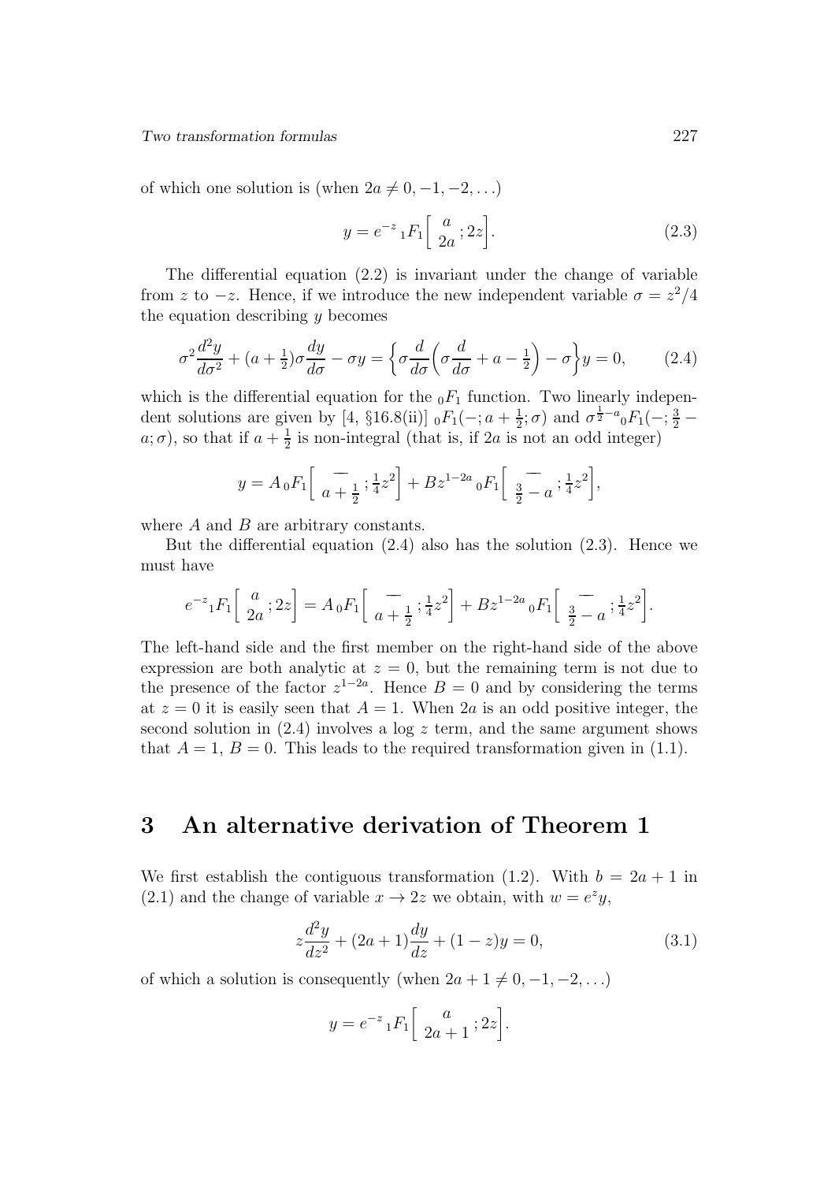of which one solution is (when $2a \neq 0, -1, -2, \ldots$)

$$y = e^{-z}\,{}_1F_1\left[\begin{matrix} a \\ 2a \end{matrix}; 2z\right]. \tag{2.3}$$

The differential equation (2.2) is invariant under the change of variable from $z$ to $-z$. Hence, if we introduce the new independent variable $\sigma = z^2/4$ the equation describing $y$ becomes

$$\sigma^2 \frac{d^2y}{d\sigma^2} + (a + \tfrac{1}{2})\sigma \frac{dy}{d\sigma} - \sigma y = \left\{\sigma \frac{d}{d\sigma}\left(\sigma \frac{d}{d\sigma} + a - \tfrac{1}{2}\right) - \sigma\right\} y = 0, \tag{2.4}$$

which is the differential equation for the ${}_0F_1$ function. Two linearly independent solutions are given by [4, §16.8(ii)] ${}_0F_1(-; a + \frac{1}{2}; \sigma)$ and $\sigma^{\frac{1}{2}-a}{}_0F_1(-; \frac{3}{2} - a; \sigma)$, so that if $a + \frac{1}{2}$ is non-integral (that is, if $2a$ is not an odd integer)

$$y = A\,{}_0F_1\left[\begin{matrix} - \\ a + \frac{1}{2} \end{matrix}; \tfrac{1}{4}z^2\right] + Bz^{1-2a}\,{}_0F_1\left[\begin{matrix} - \\ \frac{3}{2} - a \end{matrix}; \tfrac{1}{4}z^2\right],$$

where $A$ and $B$ are arbitrary constants.

But the differential equation (2.4) also has the solution (2.3). Hence we must have

$$e^{-z}{}_1F_1\left[\begin{matrix} a \\ 2a \end{matrix}; 2z\right] = A\,{}_0F_1\left[\begin{matrix} - \\ a + \frac{1}{2} \end{matrix}; \tfrac{1}{4}z^2\right] + Bz^{1-2a}\,{}_0F_1\left[\begin{matrix} - \\ \frac{3}{2} - a \end{matrix}; \tfrac{1}{4}z^2\right].$$

The left-hand side and the first member on the right-hand side of the above expression are both analytic at $z = 0$, but the remaining term is not due to the presence of the factor $z^{1-2a}$. Hence $B = 0$ and by considering the terms at $z = 0$ it is easily seen that $A = 1$. When $2a$ is an odd positive integer, the second solution in (2.4) involves a $\log z$ term, and the same argument shows that $A = 1$, $B = 0$. This leads to the required transformation given in (1.1).

## 3 An alternative derivation of Theorem 1

We first establish the contiguous transformation (1.2). With $b = 2a + 1$ in (2.1) and the change of variable $x \to 2z$ we obtain, with $w = e^z y$,

$$z\frac{d^2y}{dz^2} + (2a + 1)\frac{dy}{dz} + (1 - z)y = 0, \tag{3.1}$$

of which a solution is consequently (when $2a + 1 \neq 0, -1, -2, \ldots$)

$$y = e^{-z}\,{}_1F_1\left[\begin{matrix} a \\ 2a + 1 \end{matrix}; 2z\right].$$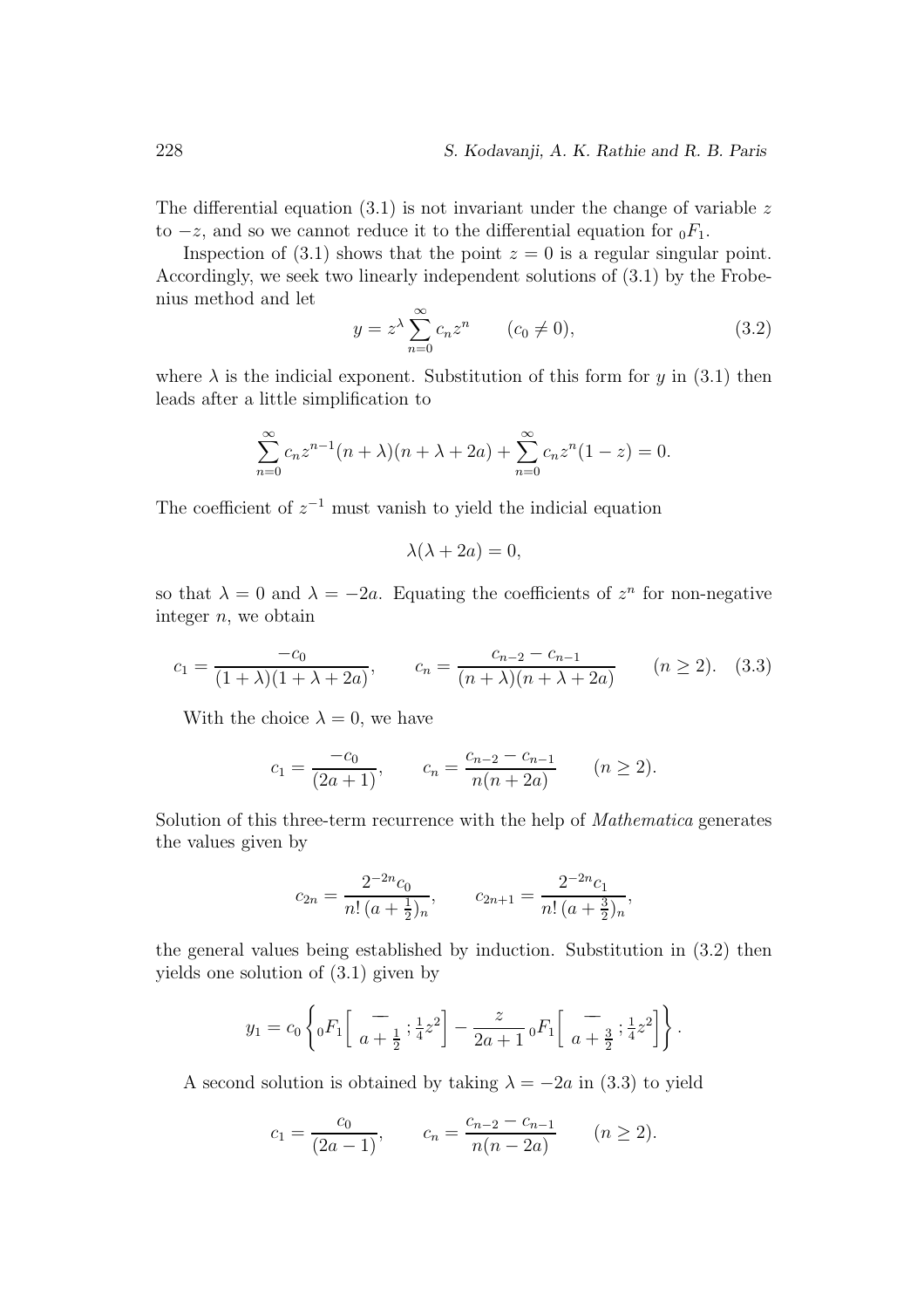The differential equation (3.1) is not invariant under the change of variable $z$ to $-z$, and so we cannot reduce it to the differential equation for ${}_0F_1$.

Inspection of (3.1) shows that the point $z = 0$ is a regular singular point. Accordingly, we seek two linearly independent solutions of (3.1) by the Frobenius method and let

$$y = z^{\lambda} \sum_{n=0}^{\infty} c_n z^n \qquad (c_0 \neq 0), \tag{3.2}$$

where $\lambda$ is the indicial exponent. Substitution of this form for $y$ in (3.1) then leads after a little simplification to

$$\sum_{n=0}^{\infty} c_n z^{n-1}(n+\lambda)(n+\lambda+2a) + \sum_{n=0}^{\infty} c_n z^n (1-z) = 0.$$

The coefficient of $z^{-1}$ must vanish to yield the indicial equation

$$\lambda(\lambda + 2a) = 0,$$

so that $\lambda = 0$ and $\lambda = -2a$. Equating the coefficients of $z^n$ for non-negative integer $n$, we obtain

$$c_1 = \frac{-c_0}{(1+\lambda)(1+\lambda+2a)}, \qquad c_n = \frac{c_{n-2} - c_{n-1}}{(n+\lambda)(n+\lambda+2a)} \qquad (n \geq 2). \tag{3.3}$$

With the choice $\lambda = 0$, we have

$$c_1 = \frac{-c_0}{(2a+1)}, \qquad c_n = \frac{c_{n-2} - c_{n-1}}{n(n+2a)} \qquad (n \geq 2).$$

Solution of this three-term recurrence with the help of *Mathematica* generates the values given by

$$c_{2n} = \frac{2^{-2n} c_0}{n!\,(a+\frac{1}{2})_n}, \qquad c_{2n+1} = \frac{2^{-2n} c_1}{n!\,(a+\frac{3}{2})_n},$$

the general values being established by induction. Substitution in (3.2) then yields one solution of (3.1) given by

$$y_1 = c_0 \left\{ {}_0F_1\left[ \begin{matrix} - \\ a+\frac{1}{2} \end{matrix} ; \tfrac{1}{4}z^2 \right] - \frac{z}{2a+1}\, {}_0F_1\left[ \begin{matrix} - \\ a+\frac{3}{2} \end{matrix} ; \tfrac{1}{4}z^2 \right] \right\}.$$

A second solution is obtained by taking $\lambda = -2a$ in (3.3) to yield

$$c_1 = \frac{c_0}{(2a-1)}, \qquad c_n = \frac{c_{n-2} - c_{n-1}}{n(n-2a)} \qquad (n \geq 2).$$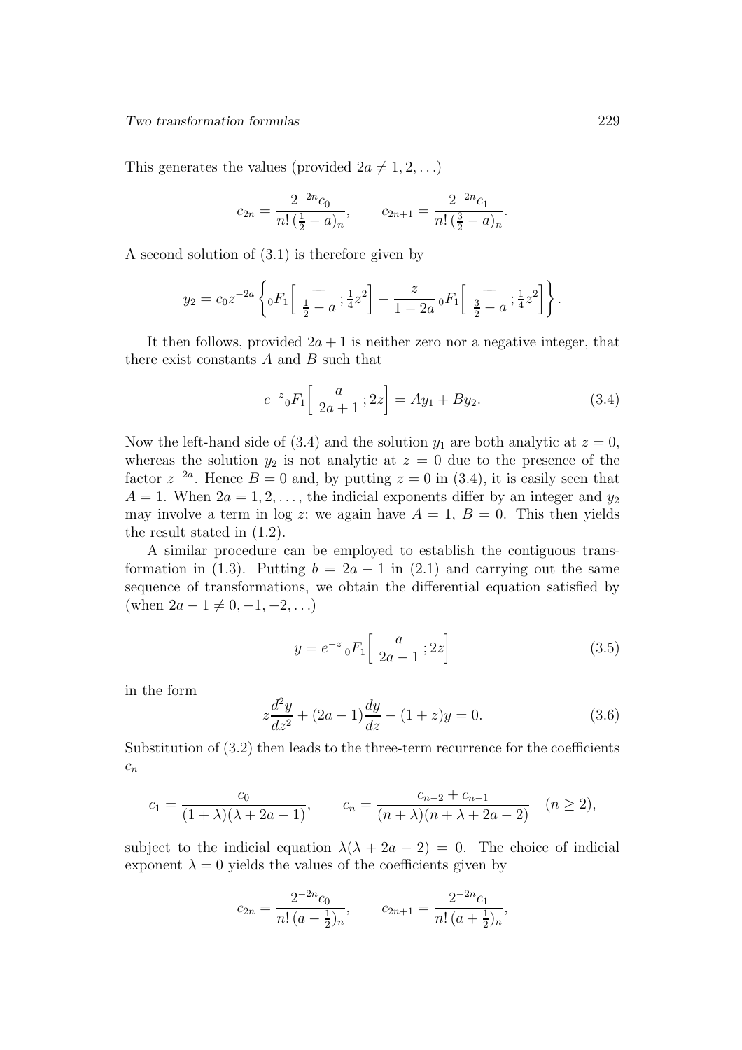This generates the values (provided $2a \neq 1, 2, \ldots$)

$$c_{2n} = \frac{2^{-2n} c_0}{n!\, (\frac{1}{2} - a)_n}, \qquad c_{2n+1} = \frac{2^{-2n} c_1}{n!\, (\frac{3}{2} - a)_n}.$$

A second solution of (3.1) is therefore given by

$$y_2 = c_0 z^{-2a} \left\{ {}_0F_1\left[ \begin{matrix} - \\ \frac{1}{2} - a \end{matrix} ; \tfrac{1}{4} z^2 \right] - \frac{z}{1 - 2a}\, {}_0F_1\left[ \begin{matrix} - \\ \frac{3}{2} - a \end{matrix} ; \tfrac{1}{4} z^2 \right] \right\}.$$

It then follows, provided $2a + 1$ is neither zero nor a negative integer, that there exist constants $A$ and $B$ such that

$$e^{-z} {}_0F_1\left[ \begin{matrix} a \\ 2a + 1 \end{matrix} ; 2z \right] = A y_1 + B y_2. \tag{3.4}$$

Now the left-hand side of (3.4) and the solution $y_1$ are both analytic at $z = 0$, whereas the solution $y_2$ is not analytic at $z = 0$ due to the presence of the factor $z^{-2a}$. Hence $B = 0$ and, by putting $z = 0$ in (3.4), it is easily seen that $A = 1$. When $2a = 1, 2, \ldots$, the indicial exponents differ by an integer and $y_2$ may involve a term in $\log z$; we again have $A = 1$, $B = 0$. This then yields the result stated in (1.2).

A similar procedure can be employed to establish the contiguous transformation in (1.3). Putting $b = 2a - 1$ in (2.1) and carrying out the same sequence of transformations, we obtain the differential equation satisfied by (when $2a - 1 \neq 0, -1, -2, \ldots$)

$$y = e^{-z}\, {}_0F_1\left[ \begin{matrix} a \\ 2a - 1 \end{matrix} ; 2z \right] \tag{3.5}$$

in the form

$$z \frac{d^2 y}{dz^2} + (2a - 1) \frac{dy}{dz} - (1 + z) y = 0. \tag{3.6}$$

Substitution of (3.2) then leads to the three-term recurrence for the coefficients $c_n$

$$c_1 = \frac{c_0}{(1 + \lambda)(\lambda + 2a - 1)}, \qquad c_n = \frac{c_{n-2} + c_{n-1}}{(n + \lambda)(n + \lambda + 2a - 2)} \quad (n \geq 2),$$

subject to the indicial equation $\lambda(\lambda + 2a - 2) = 0$. The choice of indicial exponent $\lambda = 0$ yields the values of the coefficients given by

$$c_{2n} = \frac{2^{-2n} c_0}{n!\, (a - \frac{1}{2})_n}, \qquad c_{2n+1} = \frac{2^{-2n} c_1}{n!\, (a + \frac{1}{2})_n},$$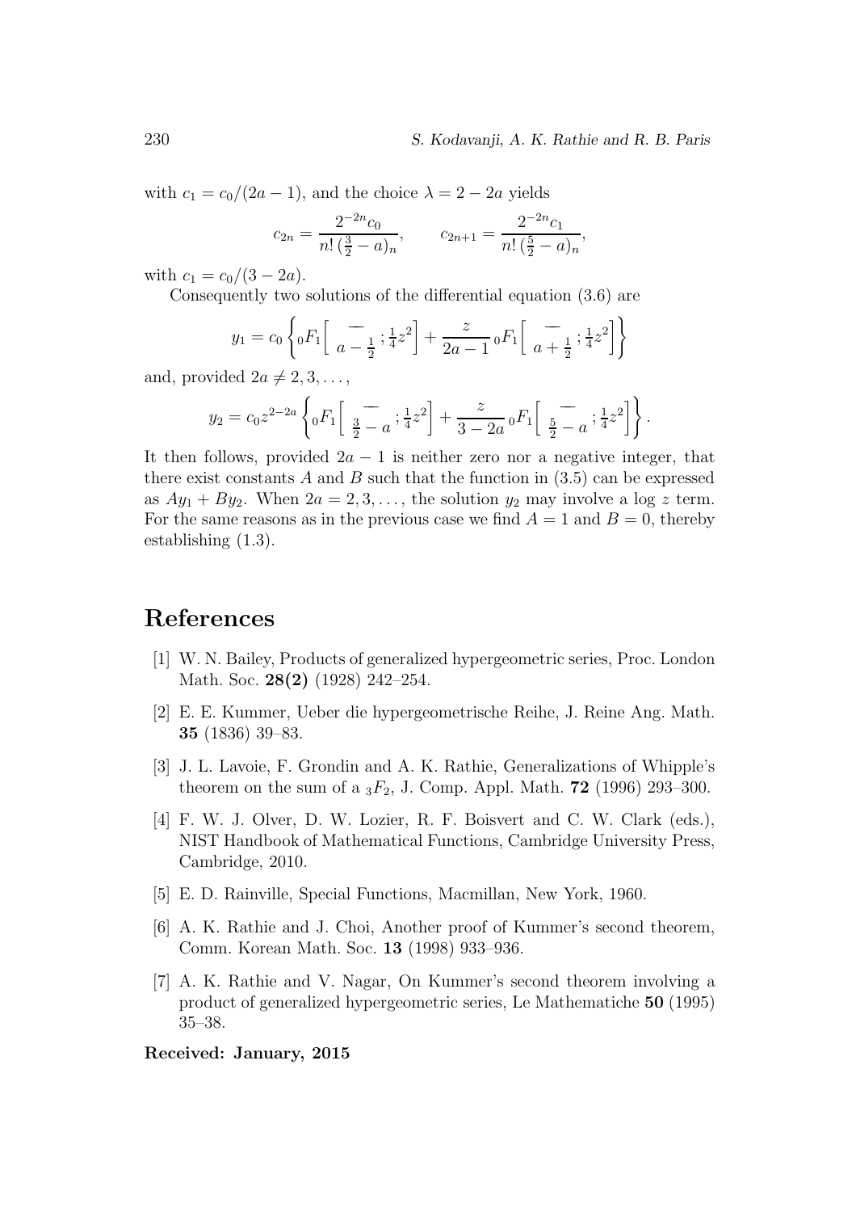with $c_1 = c_0/(2a-1)$, and the choice $\lambda = 2-2a$ yields

$$c_{2n} = \frac{2^{-2n}c_0}{n!\,(\frac{3}{2}-a)_n}, \qquad c_{2n+1} = \frac{2^{-2n}c_1}{n!\,(\frac{5}{2}-a)_n},$$

with $c_1 = c_0/(3-2a)$.

Consequently two solutions of the differential equation (3.6) are

$$y_1 = c_0\left\{{}_0F_1\left[\begin{array}{c} - \\ a-\frac{1}{2}\end{array};\tfrac{1}{4}z^2\right] + \frac{z}{2a-1}\,{}_0F_1\left[\begin{array}{c} - \\ a+\frac{1}{2}\end{array};\tfrac{1}{4}z^2\right]\right\}$$

and, provided $2a \neq 2, 3, \ldots$,

$$y_2 = c_0 z^{2-2a}\left\{{}_0F_1\left[\begin{array}{c} - \\ \frac{3}{2}-a\end{array};\tfrac{1}{4}z^2\right] + \frac{z}{3-2a}\,{}_0F_1\left[\begin{array}{c} - \\ \frac{5}{2}-a\end{array};\tfrac{1}{4}z^2\right]\right\}.$$

It then follows, provided $2a-1$ is neither zero nor a negative integer, that there exist constants $A$ and $B$ such that the function in (3.5) can be expressed as $Ay_1 + By_2$. When $2a = 2, 3, \ldots$, the solution $y_2$ may involve a $\log z$ term. For the same reasons as in the previous case we find $A = 1$ and $B = 0$, thereby establishing (1.3).

# References

[1] W. N. Bailey, Products of generalized hypergeometric series, Proc. London Math. Soc. **28(2)** (1928) 242–254.

[2] E. E. Kummer, Ueber die hypergeometrische Reihe, J. Reine Ang. Math. **35** (1836) 39–83.

[3] J. L. Lavoie, F. Grondin and A. K. Rathie, Generalizations of Whipple's theorem on the sum of a ${}_3F_2$, J. Comp. Appl. Math. **72** (1996) 293–300.

[4] F. W. J. Olver, D. W. Lozier, R. F. Boisvert and C. W. Clark (eds.), NIST Handbook of Mathematical Functions, Cambridge University Press, Cambridge, 2010.

[5] E. D. Rainville, Special Functions, Macmillan, New York, 1960.

[6] A. K. Rathie and J. Choi, Another proof of Kummer's second theorem, Comm. Korean Math. Soc. **13** (1998) 933–936.

[7] A. K. Rathie and V. Nagar, On Kummer's second theorem involving a product of generalized hypergeometric series, Le Mathematiche **50** (1995) 35–38.

**Received: January, 2015**